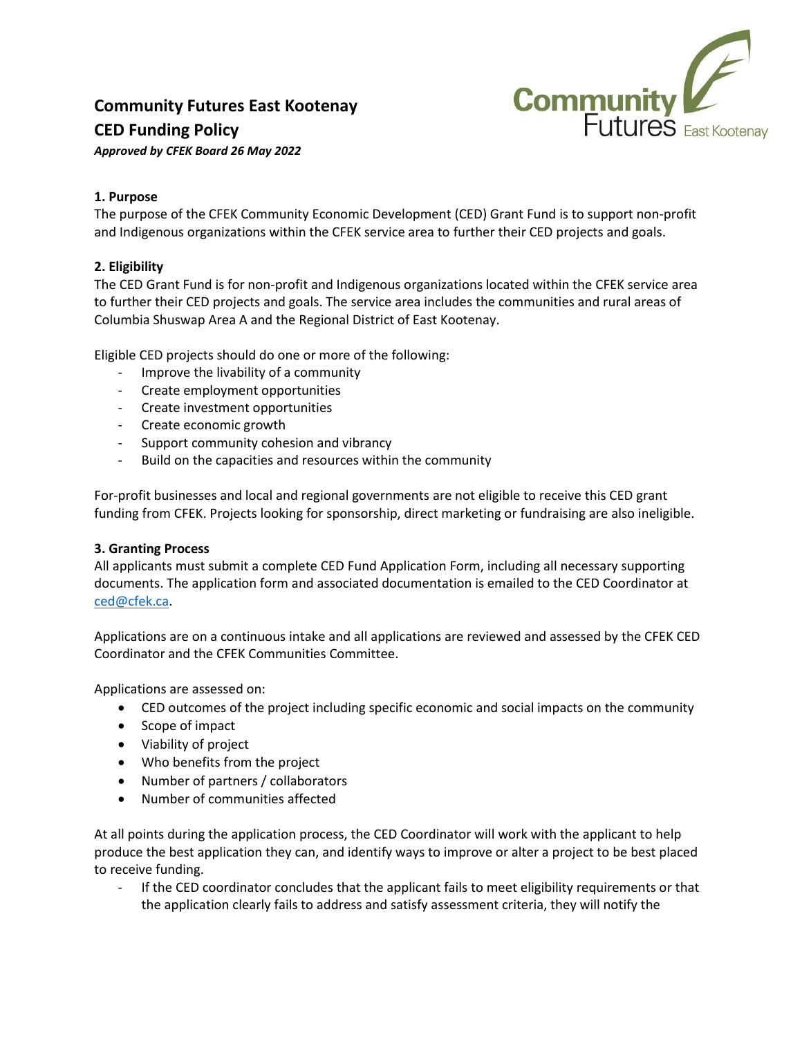# Community Futures East Kootenay
# CED Funding Policy

***Approved by CFEK Board 26 May 2022***

### 1. Purpose

The purpose of the CFEK Community Economic Development (CED) Grant Fund is to support non-profit and Indigenous organizations within the CFEK service area to further their CED projects and goals.

### 2. Eligibility

The CED Grant Fund is for non-profit and Indigenous organizations located within the CFEK service area to further their CED projects and goals. The service area includes the communities and rural areas of Columbia Shuswap Area A and the Regional District of East Kootenay.

Eligible CED projects should do one or more of the following:

- Improve the livability of a community
- Create employment opportunities
- Create investment opportunities
- Create economic growth
- Support community cohesion and vibrancy
- Build on the capacities and resources within the community

For-profit businesses and local and regional governments are not eligible to receive this CED grant funding from CFEK. Projects looking for sponsorship, direct marketing or fundraising are also ineligible.

### 3. Granting Process

All applicants must submit a complete CED Fund Application Form, including all necessary supporting documents. The application form and associated documentation is emailed to the CED Coordinator at [ced@cfek.ca](mailto:ced@cfek.ca).

Applications are on a continuous intake and all applications are reviewed and assessed by the CFEK CED Coordinator and the CFEK Communities Committee.

Applications are assessed on:

- CED outcomes of the project including specific economic and social impacts on the community
- Scope of impact
- Viability of project
- Who benefits from the project
- Number of partners / collaborators
- Number of communities affected

At all points during the application process, the CED Coordinator will work with the applicant to help produce the best application they can, and identify ways to improve or alter a project to be best placed to receive funding.

- If the CED coordinator concludes that the applicant fails to meet eligibility requirements or that the application clearly fails to address and satisfy assessment criteria, they will notify the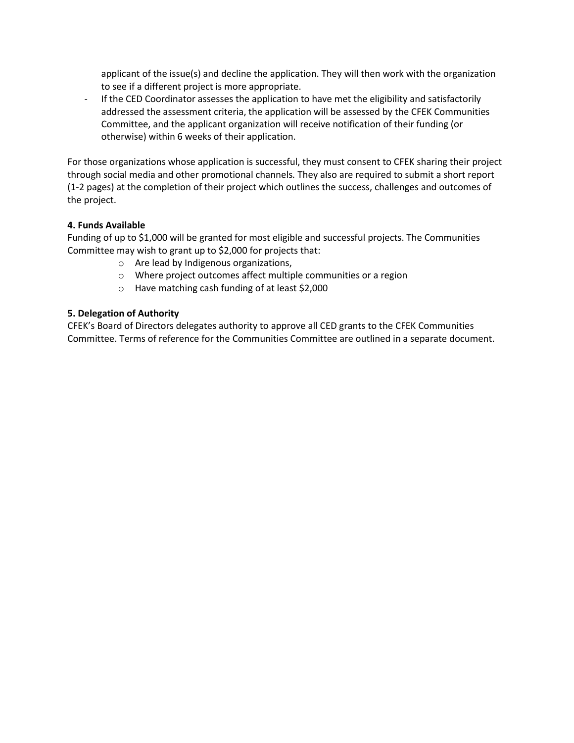applicant of the issue(s) and decline the application. They will then work with the organization to see if a different project is more appropriate.

- If the CED Coordinator assesses the application to have met the eligibility and satisfactorily addressed the assessment criteria, the application will be assessed by the CFEK Communities Committee, and the applicant organization will receive notification of their funding (or otherwise) within 6 weeks of their application.

For those organizations whose application is successful, they must consent to CFEK sharing their project through social media and other promotional channels. They also are required to submit a short report (1-2 pages) at the completion of their project which outlines the success, challenges and outcomes of the project.

**4. Funds Available**

Funding of up to $1,000 will be granted for most eligible and successful projects. The Communities Committee may wish to grant up to $2,000 for projects that:

- Are lead by Indigenous organizations,
- Where project outcomes affect multiple communities or a region
- Have matching cash funding of at least $2,000

**5. Delegation of Authority**

CFEK's Board of Directors delegates authority to approve all CED grants to the CFEK Communities Committee. Terms of reference for the Communities Committee are outlined in a separate document.